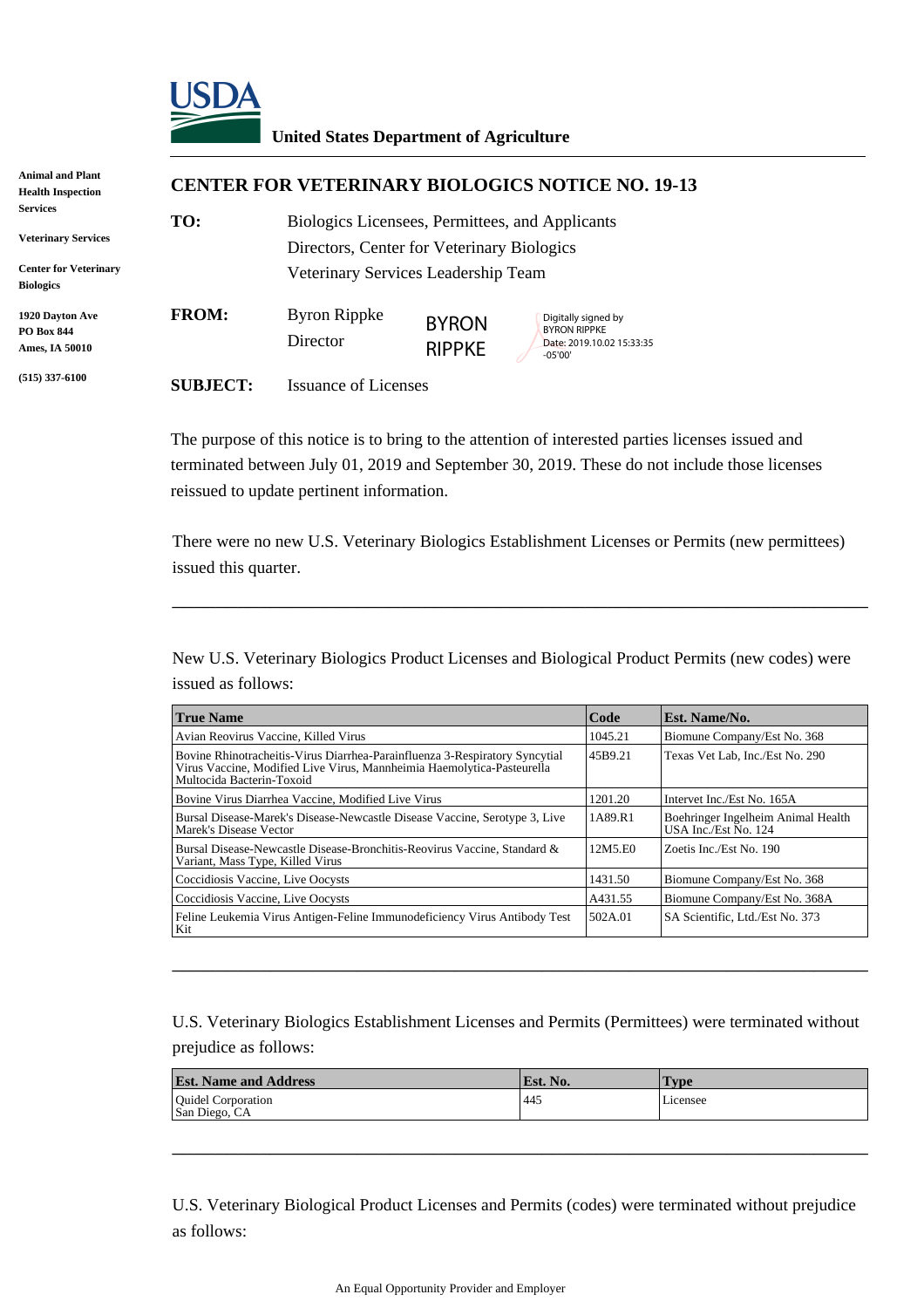**USDA**

**United States Department of Agriculture**

**Animal and Plant Health Inspection Services**

**Veterinary Services**

**Center for Veterinary Biologics**

**1920 Dayton Ave**
**PO Box 844**
**Ames, IA 50010**

**(515) 337-6100**

## CENTER FOR VETERINARY BIOLOGICS NOTICE NO. 19-13

**TO:** Biologics Licensees, Permittees, and Applicants
Directors, Center for Veterinary Biologics
Veterinary Services Leadership Team

**FROM:** Byron Rippke
Director

BYRON RIPPKE — Digitally signed by BYRON RIPPKE Date: 2019.10.02 15:33:35 -05'00'

**SUBJECT:** Issuance of Licenses

The purpose of this notice is to bring to the attention of interested parties licenses issued and terminated between July 01, 2019 and September 30, 2019. These do not include those licenses reissued to update pertinent information.

There were no new U.S. Veterinary Biologics Establishment Licenses or Permits (new permittees) issued this quarter.

---

New U.S. Veterinary Biologics Product Licenses and Biological Product Permits (new codes) were issued as follows:

| True Name | Code | Est. Name/No. |
|---|---|---|
| Avian Reovirus Vaccine, Killed Virus | 1045.21 | Biomune Company/Est No. 368 |
| Bovine Rhinotracheitis-Virus Diarrhea-Parainfluenza 3-Respiratory Syncytial Virus Vaccine, Modified Live Virus, Mannheimia Haemolytica-Pasteurella Multocida Bacterin-Toxoid | 45B9.21 | Texas Vet Lab, Inc./Est No. 290 |
| Bovine Virus Diarrhea Vaccine, Modified Live Virus | 1201.20 | Intervet Inc./Est No. 165A |
| Bursal Disease-Marek's Disease-Newcastle Disease Vaccine, Serotype 3, Live Marek's Disease Vector | 1A89.R1 | Boehringer Ingelheim Animal Health USA Inc./Est No. 124 |
| Bursal Disease-Newcastle Disease-Bronchitis-Reovirus Vaccine, Standard & Variant, Mass Type, Killed Virus | 12M5.E0 | Zoetis Inc./Est No. 190 |
| Coccidiosis Vaccine, Live Oocysts | 1431.50 | Biomune Company/Est No. 368 |
| Coccidiosis Vaccine, Live Oocysts | A431.55 | Biomune Company/Est No. 368A |
| Feline Leukemia Virus Antigen-Feline Immunodeficiency Virus Antibody Test Kit | 502A.01 | SA Scientific, Ltd./Est No. 373 |

---

U.S. Veterinary Biologics Establishment Licenses and Permits (Permittees) were terminated without prejudice as follows:

| Est. Name and Address | Est. No. | Type |
|---|---|---|
| Quidel Corporation<br>San Diego, CA | 445 | Licensee |

---

U.S. Veterinary Biological Product Licenses and Permits (codes) were terminated without prejudice as follows:

An Equal Opportunity Provider and Employer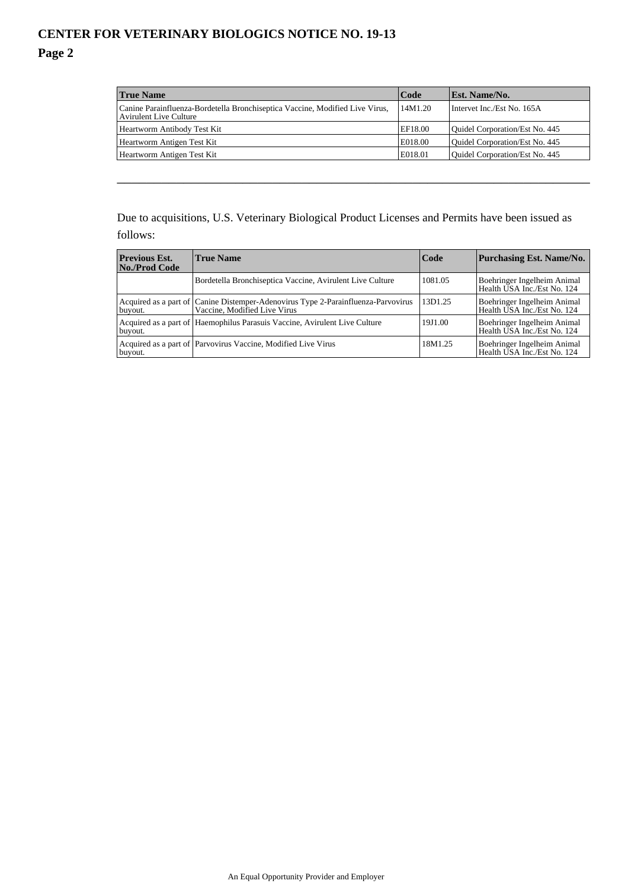| True Name | Code | Est. Name/No. |
|---|---|---|
| Canine Parainfluenza-Bordetella Bronchiseptica Vaccine, Modified Live Virus, Avirulent Live Culture | 14M1.20 | Intervet Inc./Est No. 165A |
| Heartworm Antibody Test Kit | EF18.00 | Quidel Corporation/Est No. 445 |
| Heartworm Antigen Test Kit | E018.00 | Quidel Corporation/Est No. 445 |
| Heartworm Antigen Test Kit | E018.01 | Quidel Corporation/Est No. 445 |

---

Due to acquisitions, U.S. Veterinary Biological Product Licenses and Permits have been issued as follows:

| Previous Est. No./Prod Code | True Name | Code | Purchasing Est. Name/No. |
|---|---|---|---|
| | Bordetella Bronchiseptica Vaccine, Avirulent Live Culture | 1081.05 | Boehringer Ingelheim Animal Health USA Inc./Est No. 124 |
| Acquired as a part of buyout. | Canine Distemper-Adenovirus Type 2-Parainfluenza-Parvovirus Vaccine, Modified Live Virus | 13D1.25 | Boehringer Ingelheim Animal Health USA Inc./Est No. 124 |
| Acquired as a part of buyout. | Haemophilus Parasuis Vaccine, Avirulent Live Culture | 19J1.00 | Boehringer Ingelheim Animal Health USA Inc./Est No. 124 |
| Acquired as a part of buyout. | Parvovirus Vaccine, Modified Live Virus | 18M1.25 | Boehringer Ingelheim Animal Health USA Inc./Est No. 124 |

An Equal Opportunity Provider and Employer